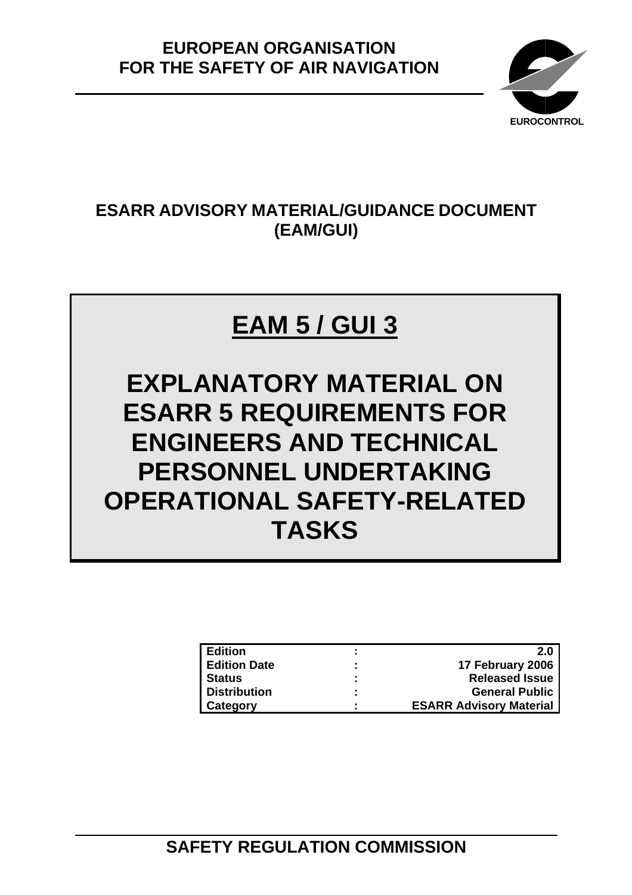**EUROPEAN ORGANISATION FOR THE SAFETY OF AIR NAVIGATION**

EUROCONTROL

## ESARR ADVISORY MATERIAL/GUIDANCE DOCUMENT (EAM/GUI)

# EAM 5 / GUI 3

# EXPLANATORY MATERIAL ON ESARR 5 REQUIREMENTS FOR ENGINEERS AND TECHNICAL PERSONNEL UNDERTAKING OPERATIONAL SAFETY-RELATED TASKS

| | | |
|---|---|---|
| **Edition** | **:** | **2.0** |
| **Edition Date** | **:** | **17 February 2006** |
| **Status** | **:** | **Released Issue** |
| **Distribution** | **:** | **General Public** |
| **Category** | **:** | **ESARR Advisory Material** |

**SAFETY REGULATION COMMISSION**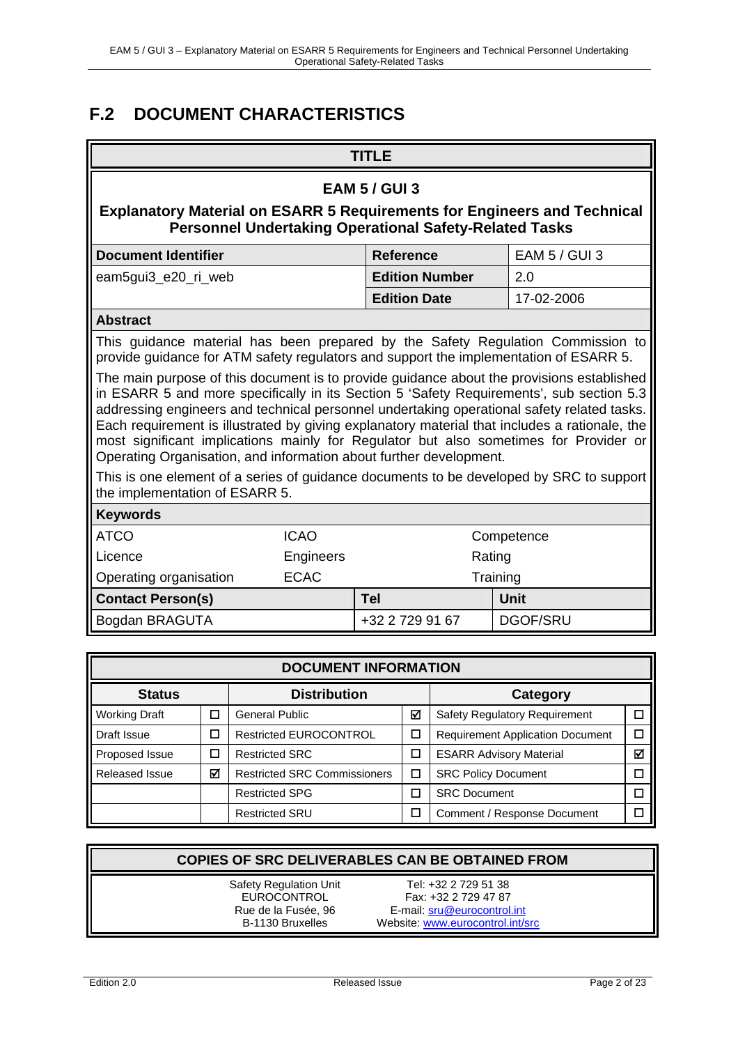# F.2 DOCUMENT CHARACTERISTICS

| TITLE | | |
|---|---|---|
| **EAM 5 / GUI 3** **Explanatory Material on ESARR 5 Requirements for Engineers and Technical Personnel Undertaking Operational Safety-Related Tasks** | | |
| **Document Identifier** | **Reference** | EAM 5 / GUI 3 |
| eam5gui3_e20_ri_web | **Edition Number** | 2.0 |
| | **Edition Date** | 17-02-2006 |

**Abstract**

This guidance material has been prepared by the Safety Regulation Commission to provide guidance for ATM safety regulators and support the implementation of ESARR 5.

The main purpose of this document is to provide guidance about the provisions established in ESARR 5 and more specifically in its Section 5 'Safety Requirements', sub section 5.3 addressing engineers and technical personnel undertaking operational safety related tasks. Each requirement is illustrated by giving explanatory material that includes a rationale, the most significant implications mainly for Regulator but also sometimes for Provider or Operating Organisation, and information about further development.

This is one element of a series of guidance documents to be developed by SRC to support the implementation of ESARR 5.

**Keywords**

| | | |
|---|---|---|
| ATCO | ICAO | Competence |
| Licence | Engineers | Rating |
| Operating organisation | ECAC | Training |

| Contact Person(s) | Tel | Unit |
|---|---|---|
| Bogdan BRAGUTA | +32 2 729 91 67 | DGOF/SRU |

**DOCUMENT INFORMATION**

| Status | | Distribution | | Category | |
|---|---|---|---|---|---|
| Working Draft | ☐ | General Public | ☑ | Safety Regulatory Requirement | ☐ |
| Draft Issue | ☐ | Restricted EUROCONTROL | ☐ | Requirement Application Document | ☐ |
| Proposed Issue | ☐ | Restricted SRC | ☐ | ESARR Advisory Material | ☑ |
| Released Issue | ☑ | Restricted SRC Commissioners | ☐ | SRC Policy Document | ☐ |
| | | Restricted SPG | ☐ | SRC Document | ☐ |
| | | Restricted SRU | ☐ | Comment / Response Document | ☐ |

**COPIES OF SRC DELIVERABLES CAN BE OBTAINED FROM**

| | |
|---|---|
| Safety Regulation Unit<br>EUROCONTROL<br>Rue de la Fusée, 96<br>B-1130 Bruxelles | Tel: +32 2 729 51 38<br>Fax: +32 2 729 47 87<br>E-mail: sru@eurocontrol.int<br>Website: www.eurocontrol.int/src |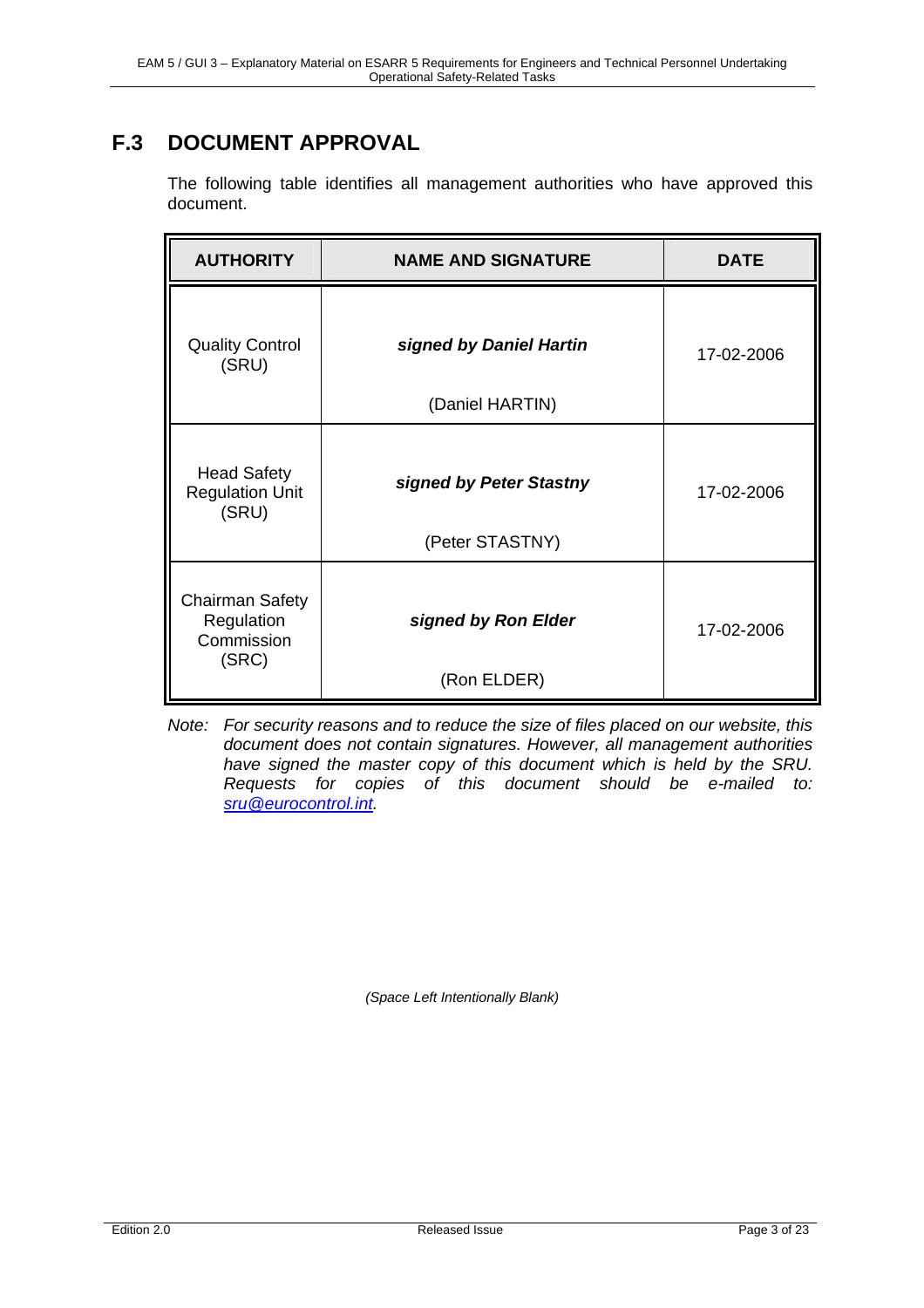## F.3 DOCUMENT APPROVAL

The following table identifies all management authorities who have approved this document.

| AUTHORITY | NAME AND SIGNATURE | DATE |
|---|---|---|
| Quality Control (SRU) | ***signed by Daniel Hartin*** <br> (Daniel HARTIN) | 17-02-2006 |
| Head Safety Regulation Unit (SRU) | ***signed by Peter Stastny*** <br> (Peter STASTNY) | 17-02-2006 |
| Chairman Safety Regulation Commission (SRC) | ***signed by Ron Elder*** <br> (Ron ELDER) | 17-02-2006 |

*Note: For security reasons and to reduce the size of files placed on our website, this document does not contain signatures. However, all management authorities have signed the master copy of this document which is held by the SRU. Requests for copies of this document should be e-mailed to: sru@eurocontrol.int.*

*(Space Left Intentionally Blank)*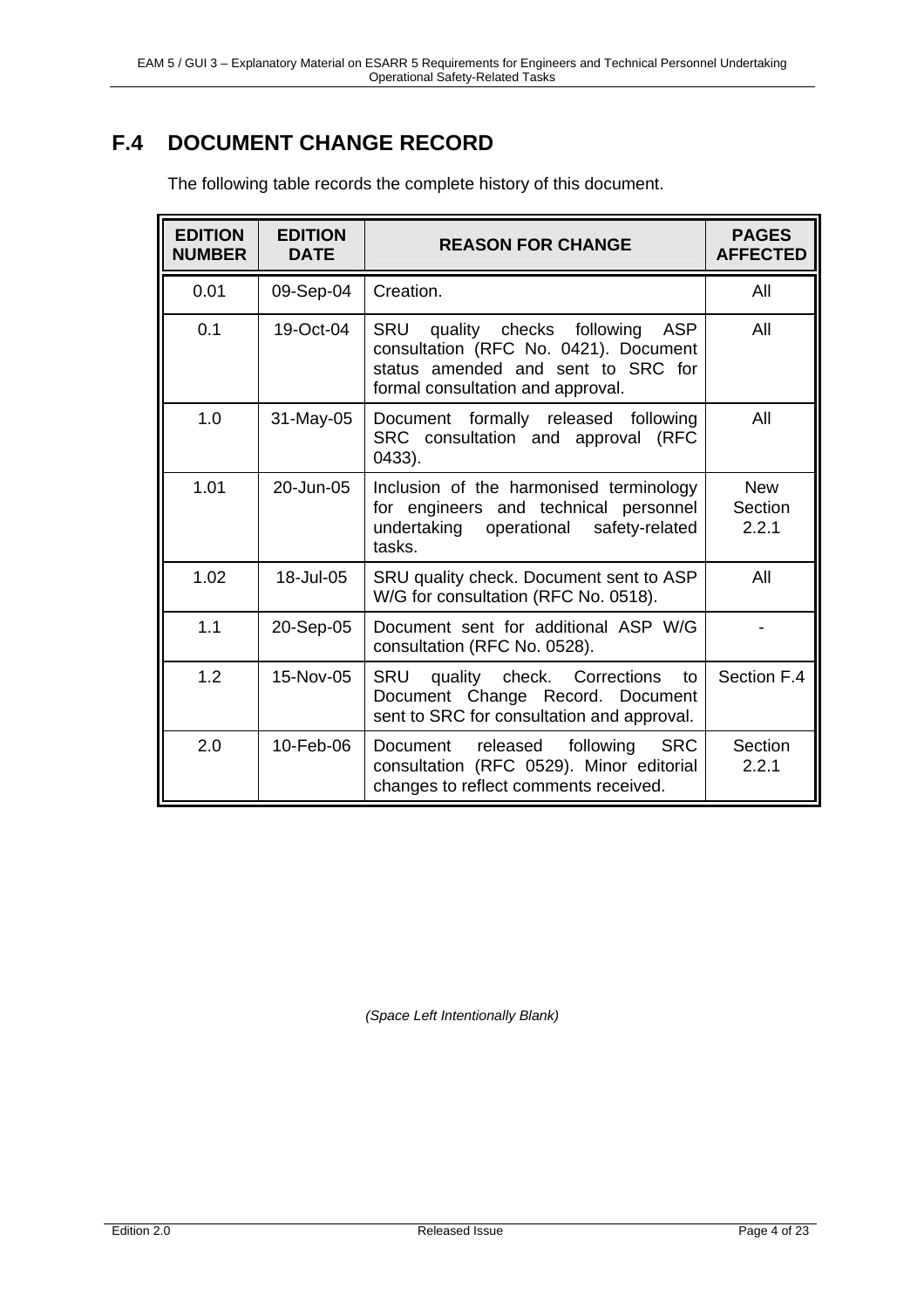## F.4 DOCUMENT CHANGE RECORD

The following table records the complete history of this document.

| EDITION NUMBER | EDITION DATE | REASON FOR CHANGE | PAGES AFFECTED |
|---|---|---|---|
| 0.01 | 09-Sep-04 | Creation. | All |
| 0.1 | 19-Oct-04 | SRU quality checks following ASP consultation (RFC No. 0421). Document status amended and sent to SRC for formal consultation and approval. | All |
| 1.0 | 31-May-05 | Document formally released following SRC consultation and approval (RFC 0433). | All |
| 1.01 | 20-Jun-05 | Inclusion of the harmonised terminology for engineers and technical personnel undertaking operational safety-related tasks. | New Section 2.2.1 |
| 1.02 | 18-Jul-05 | SRU quality check. Document sent to ASP W/G for consultation (RFC No. 0518). | All |
| 1.1 | 20-Sep-05 | Document sent for additional ASP W/G consultation (RFC No. 0528). | - |
| 1.2 | 15-Nov-05 | SRU quality check. Corrections to Document Change Record. Document sent to SRC for consultation and approval. | Section F.4 |
| 2.0 | 10-Feb-06 | Document released following SRC consultation (RFC 0529). Minor editorial changes to reflect comments received. | Section 2.2.1 |

*(Space Left Intentionally Blank)*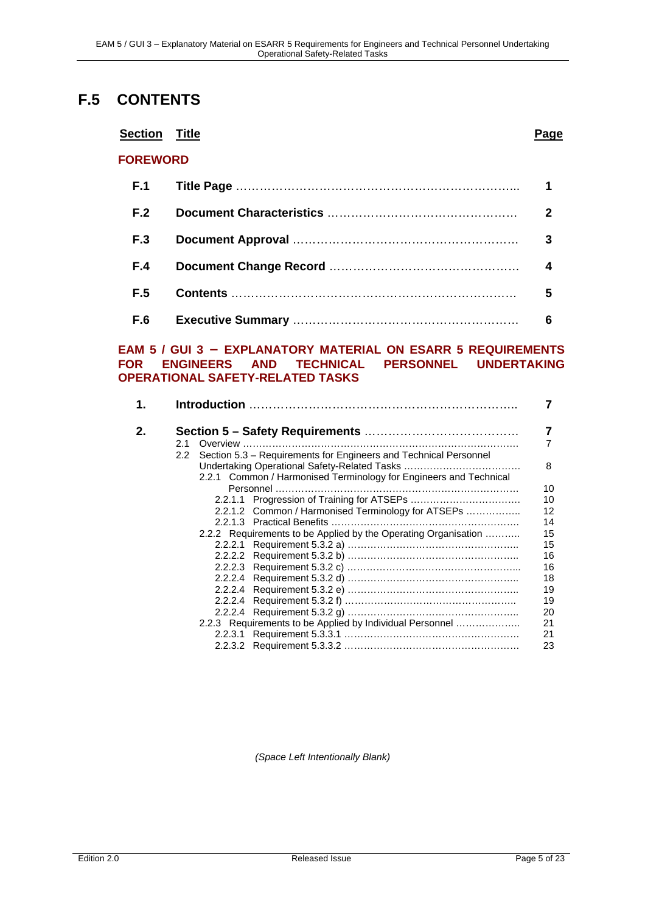# F.5 CONTENTS

| Section | Title | Page |
|---|---|---|
| **FOREWORD** | | |
| **F.1** | **Title Page** | **1** |
| **F.2** | **Document Characteristics** | **2** |
| **F.3** | **Document Approval** | **3** |
| **F.4** | **Document Change Record** | **4** |
| **F.5** | **Contents** | **5** |
| **F.6** | **Executive Summary** | **6** |

**EAM 5 / GUI 3 – EXPLANATORY MATERIAL ON ESARR 5 REQUIREMENTS FOR ENGINEERS AND TECHNICAL PERSONNEL UNDERTAKING OPERATIONAL SAFETY-RELATED TASKS**

| Section | Title | Page |
|---|---|---|
| **1.** | **Introduction** | **7** |
| **2.** | **Section 5 – Safety Requirements** | **7** |
| | 2.1 Overview | 7 |
| | 2.2 Section 5.3 – Requirements for Engineers and Technical Personnel Undertaking Operational Safety-Related Tasks | 8 |
| | 2.2.1 Common / Harmonised Terminology for Engineers and Technical Personnel | 10 |
| | 2.2.1.1 Progression of Training for ATSEPs | 10 |
| | 2.2.1.2 Common / Harmonised Terminology for ATSEPs | 12 |
| | 2.2.1.3 Practical Benefits | 14 |
| | 2.2.2 Requirements to be Applied by the Operating Organisation | 15 |
| | 2.2.2.1 Requirement 5.3.2 a) | 15 |
| | 2.2.2.2 Requirement 5.3.2 b) | 16 |
| | 2.2.2.3 Requirement 5.3.2 c) | 16 |
| | 2.2.2.4 Requirement 5.3.2 d) | 18 |
| | 2.2.2.4 Requirement 5.3.2 e) | 19 |
| | 2.2.2.4 Requirement 5.3.2 f) | 19 |
| | 2.2.2.4 Requirement 5.3.2 g) | 20 |
| | 2.2.3 Requirements to be Applied by Individual Personnel | 21 |
| | 2.2.3.1 Requirement 5.3.3.1 | 21 |
| | 2.2.3.2 Requirement 5.3.3.2 | 23 |

*(Space Left Intentionally Blank)*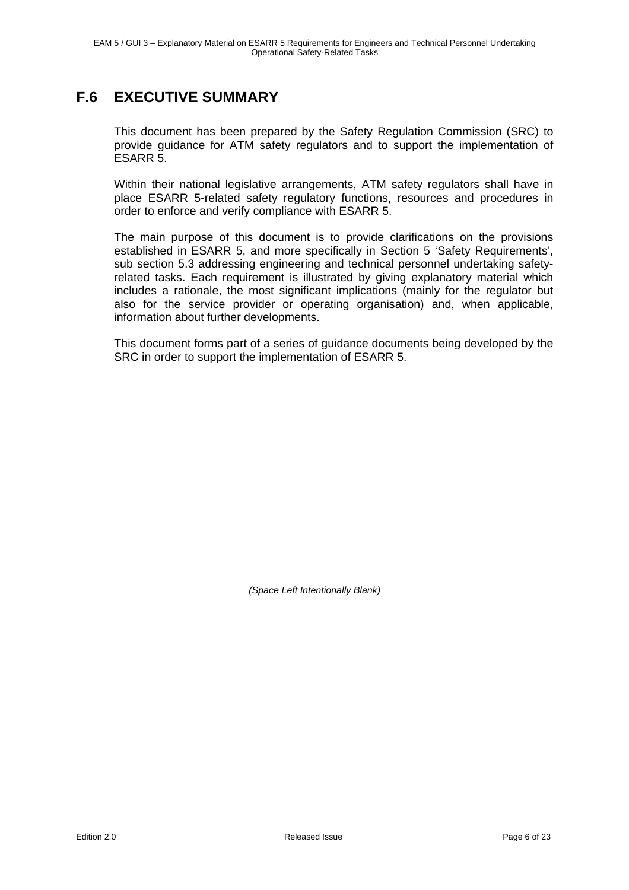# F.6 EXECUTIVE SUMMARY

This document has been prepared by the Safety Regulation Commission (SRC) to provide guidance for ATM safety regulators and to support the implementation of ESARR 5.

Within their national legislative arrangements, ATM safety regulators shall have in place ESARR 5-related safety regulatory functions, resources and procedures in order to enforce and verify compliance with ESARR 5.

The main purpose of this document is to provide clarifications on the provisions established in ESARR 5, and more specifically in Section 5 'Safety Requirements', sub section 5.3 addressing engineering and technical personnel undertaking safety-related tasks. Each requirement is illustrated by giving explanatory material which includes a rationale, the most significant implications (mainly for the regulator but also for the service provider or operating organisation) and, when applicable, information about further developments.

This document forms part of a series of guidance documents being developed by the SRC in order to support the implementation of ESARR 5.

*(Space Left Intentionally Blank)*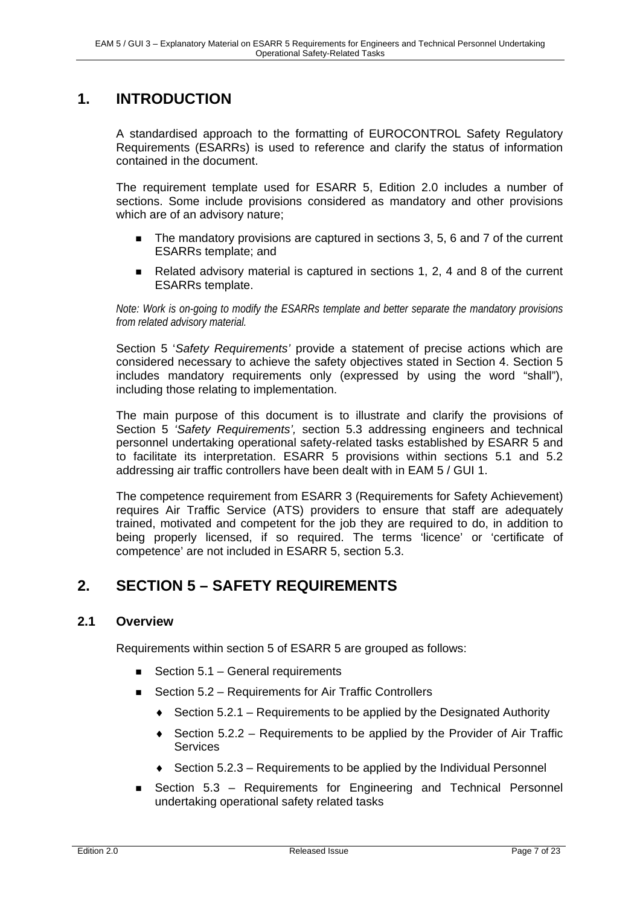# 1. INTRODUCTION

A standardised approach to the formatting of EUROCONTROL Safety Regulatory Requirements (ESARRs) is used to reference and clarify the status of information contained in the document.

The requirement template used for ESARR 5, Edition 2.0 includes a number of sections. Some include provisions considered as mandatory and other provisions which are of an advisory nature;

- The mandatory provisions are captured in sections 3, 5, 6 and 7 of the current ESARRs template; and
- Related advisory material is captured in sections 1, 2, 4 and 8 of the current ESARRs template.

*Note: Work is on-going to modify the ESARRs template and better separate the mandatory provisions from related advisory material.*

Section 5 '*Safety Requirements'* provide a statement of precise actions which are considered necessary to achieve the safety objectives stated in Section 4. Section 5 includes mandatory requirements only (expressed by using the word "shall"), including those relating to implementation.

The main purpose of this document is to illustrate and clarify the provisions of Section 5 *'Safety Requirements',* section 5.3 addressing engineers and technical personnel undertaking operational safety-related tasks established by ESARR 5 and to facilitate its interpretation. ESARR 5 provisions within sections 5.1 and 5.2 addressing air traffic controllers have been dealt with in EAM 5 / GUI 1.

The competence requirement from ESARR 3 (Requirements for Safety Achievement) requires Air Traffic Service (ATS) providers to ensure that staff are adequately trained, motivated and competent for the job they are required to do, in addition to being properly licensed, if so required. The terms 'licence' or 'certificate of competence' are not included in ESARR 5, section 5.3.

# 2. SECTION 5 – SAFETY REQUIREMENTS

## 2.1 Overview

Requirements within section 5 of ESARR 5 are grouped as follows:

- Section 5.1 – General requirements
- Section 5.2 – Requirements for Air Traffic Controllers
  - Section 5.2.1 – Requirements to be applied by the Designated Authority
  - Section 5.2.2 – Requirements to be applied by the Provider of Air Traffic Services
  - Section 5.2.3 – Requirements to be applied by the Individual Personnel
- Section 5.3 – Requirements for Engineering and Technical Personnel undertaking operational safety related tasks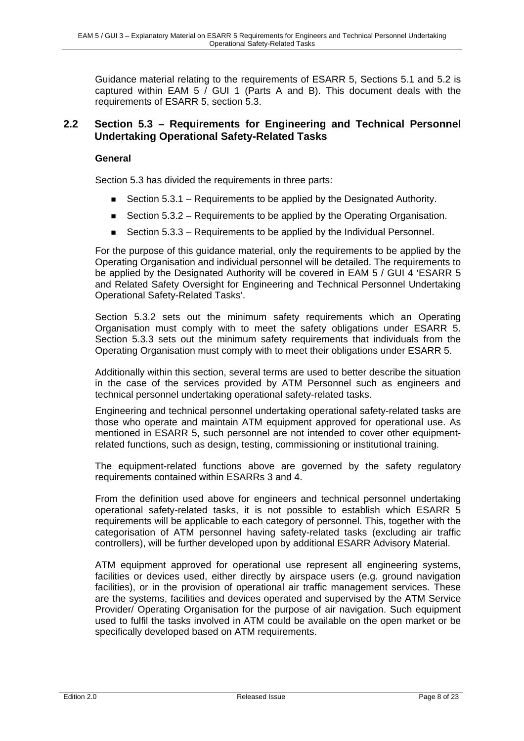Guidance material relating to the requirements of ESARR 5, Sections 5.1 and 5.2 is captured within EAM 5 / GUI 1 (Parts A and B). This document deals with the requirements of ESARR 5, section 5.3.

## 2.2 Section 5.3 – Requirements for Engineering and Technical Personnel Undertaking Operational Safety-Related Tasks

**General**

Section 5.3 has divided the requirements in three parts:

- Section 5.3.1 – Requirements to be applied by the Designated Authority.
- Section 5.3.2 – Requirements to be applied by the Operating Organisation.
- Section 5.3.3 – Requirements to be applied by the Individual Personnel.

For the purpose of this guidance material, only the requirements to be applied by the Operating Organisation and individual personnel will be detailed. The requirements to be applied by the Designated Authority will be covered in EAM 5 / GUI 4 'ESARR 5 and Related Safety Oversight for Engineering and Technical Personnel Undertaking Operational Safety-Related Tasks'.

Section 5.3.2 sets out the minimum safety requirements which an Operating Organisation must comply with to meet the safety obligations under ESARR 5. Section 5.3.3 sets out the minimum safety requirements that individuals from the Operating Organisation must comply with to meet their obligations under ESARR 5.

Additionally within this section, several terms are used to better describe the situation in the case of the services provided by ATM Personnel such as engineers and technical personnel undertaking operational safety-related tasks.

Engineering and technical personnel undertaking operational safety-related tasks are those who operate and maintain ATM equipment approved for operational use. As mentioned in ESARR 5, such personnel are not intended to cover other equipment-related functions, such as design, testing, commissioning or institutional training.

The equipment-related functions above are governed by the safety regulatory requirements contained within ESARRs 3 and 4.

From the definition used above for engineers and technical personnel undertaking operational safety-related tasks, it is not possible to establish which ESARR 5 requirements will be applicable to each category of personnel. This, together with the categorisation of ATM personnel having safety-related tasks (excluding air traffic controllers), will be further developed upon by additional ESARR Advisory Material.

ATM equipment approved for operational use represent all engineering systems, facilities or devices used, either directly by airspace users (e.g. ground navigation facilities), or in the provision of operational air traffic management services. These are the systems, facilities and devices operated and supervised by the ATM Service Provider/ Operating Organisation for the purpose of air navigation. Such equipment used to fulfil the tasks involved in ATM could be available on the open market or be specifically developed based on ATM requirements.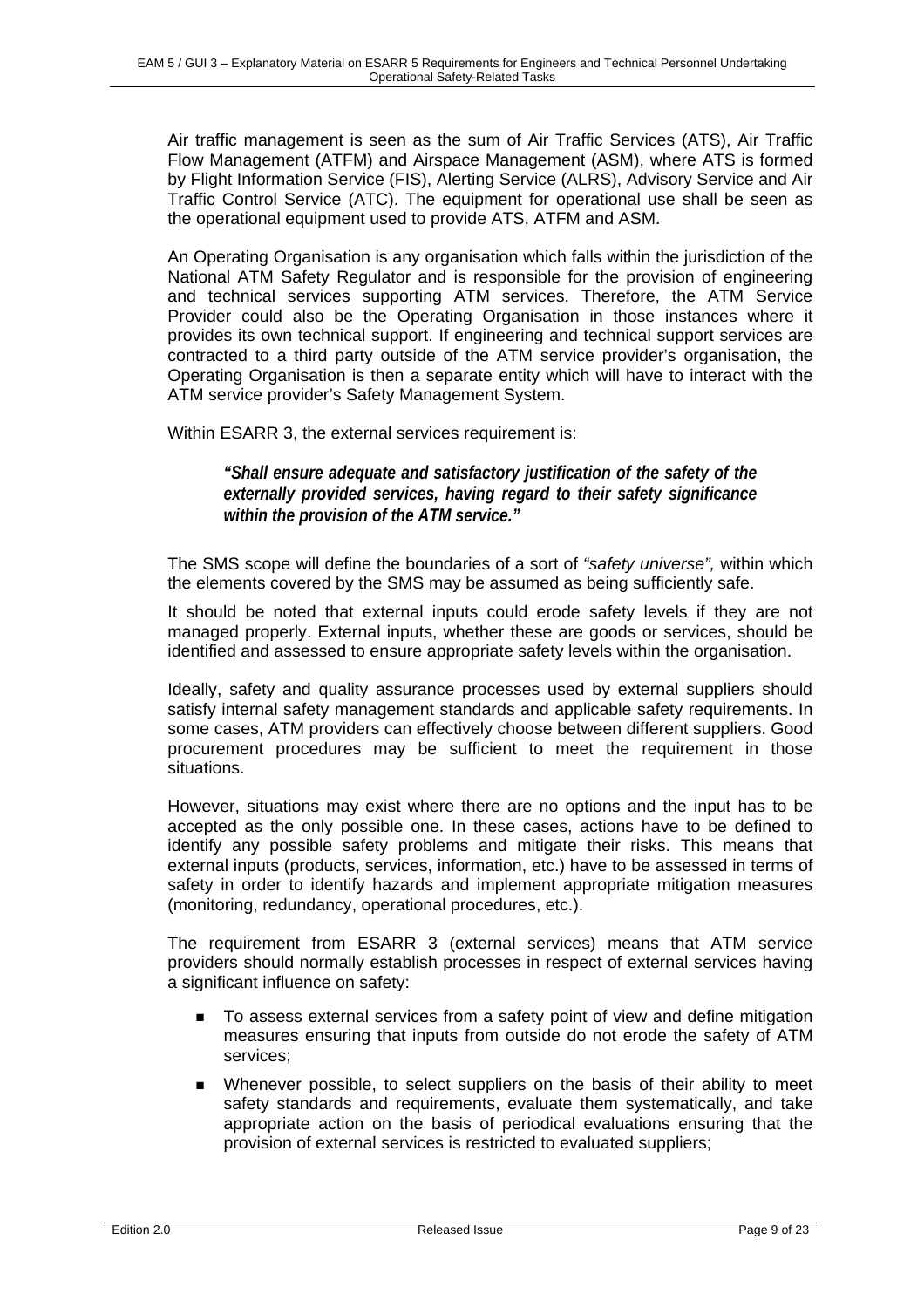Air traffic management is seen as the sum of Air Traffic Services (ATS), Air Traffic Flow Management (ATFM) and Airspace Management (ASM), where ATS is formed by Flight Information Service (FIS), Alerting Service (ALRS), Advisory Service and Air Traffic Control Service (ATC). The equipment for operational use shall be seen as the operational equipment used to provide ATS, ATFM and ASM.

An Operating Organisation is any organisation which falls within the jurisdiction of the National ATM Safety Regulator and is responsible for the provision of engineering and technical services supporting ATM services. Therefore, the ATM Service Provider could also be the Operating Organisation in those instances where it provides its own technical support. If engineering and technical support services are contracted to a third party outside of the ATM service provider's organisation, the Operating Organisation is then a separate entity which will have to interact with the ATM service provider's Safety Management System.

Within ESARR 3, the external services requirement is:

> ***"Shall ensure adequate and satisfactory justification of the safety of the externally provided services, having regard to their safety significance within the provision of the ATM service."***

The SMS scope will define the boundaries of a sort of *"safety universe",* within which the elements covered by the SMS may be assumed as being sufficiently safe.

It should be noted that external inputs could erode safety levels if they are not managed properly. External inputs, whether these are goods or services, should be identified and assessed to ensure appropriate safety levels within the organisation.

Ideally, safety and quality assurance processes used by external suppliers should satisfy internal safety management standards and applicable safety requirements. In some cases, ATM providers can effectively choose between different suppliers. Good procurement procedures may be sufficient to meet the requirement in those situations.

However, situations may exist where there are no options and the input has to be accepted as the only possible one. In these cases, actions have to be defined to identify any possible safety problems and mitigate their risks. This means that external inputs (products, services, information, etc.) have to be assessed in terms of safety in order to identify hazards and implement appropriate mitigation measures (monitoring, redundancy, operational procedures, etc.).

The requirement from ESARR 3 (external services) means that ATM service providers should normally establish processes in respect of external services having a significant influence on safety:

- To assess external services from a safety point of view and define mitigation measures ensuring that inputs from outside do not erode the safety of ATM services;
- Whenever possible, to select suppliers on the basis of their ability to meet safety standards and requirements, evaluate them systematically, and take appropriate action on the basis of periodical evaluations ensuring that the provision of external services is restricted to evaluated suppliers;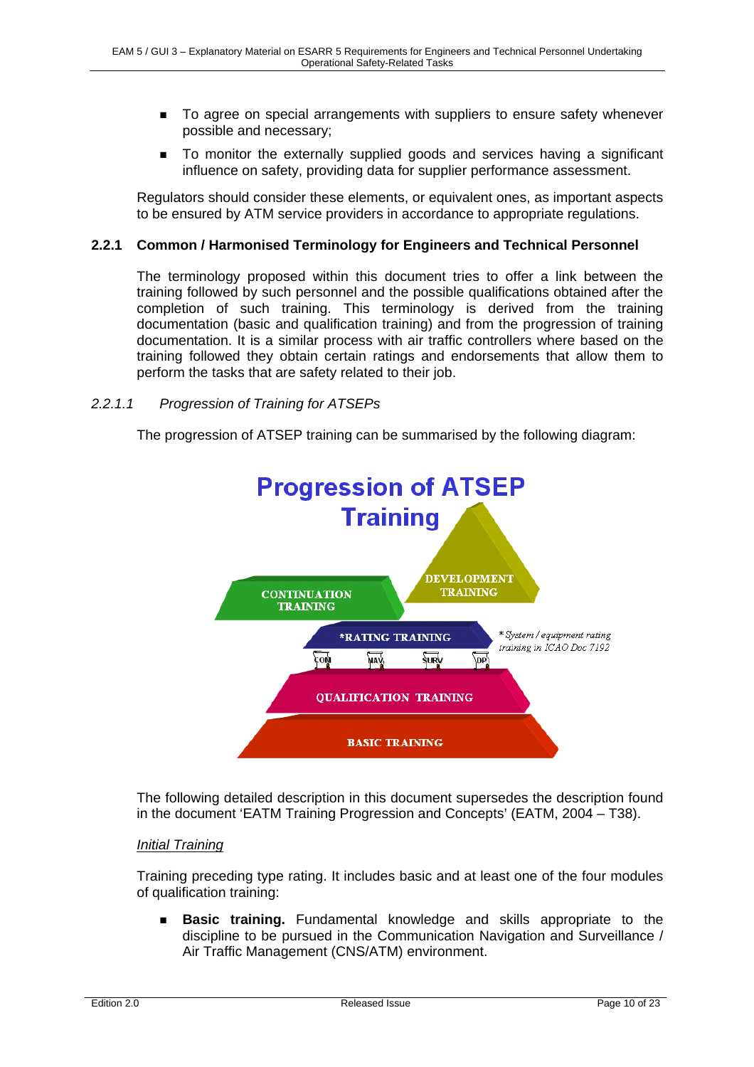- To agree on special arrangements with suppliers to ensure safety whenever possible and necessary;
- To monitor the externally supplied goods and services having a significant influence on safety, providing data for supplier performance assessment.

Regulators should consider these elements, or equivalent ones, as important aspects to be ensured by ATM service providers in accordance to appropriate regulations.

### 2.2.1 Common / Harmonised Terminology for Engineers and Technical Personnel

The terminology proposed within this document tries to offer a link between the training followed by such personnel and the possible qualifications obtained after the completion of such training. This terminology is derived from the training documentation (basic and qualification training) and from the progression of training documentation. It is a similar process with air traffic controllers where based on the training followed they obtain certain ratings and endorsements that allow them to perform the tasks that are safety related to their job.

#### *2.2.1.1 Progression of Training for ATSEPs*

The progression of ATSEP training can be summarised by the following diagram:

**Progression of ATSEP Training**

- DEVELOPMENT TRAINING
- CONTINUATION TRAINING
- *RATING TRAINING (* System / equipment rating training in ICAO Doc 7192)
- COM / NAV / SURV / DP
- QUALIFICATION TRAINING
- BASIC TRAINING

The following detailed description in this document supersedes the description found in the document 'EATM Training Progression and Concepts' (EATM, 2004 – T38).

*Initial Training*

Training preceding type rating. It includes basic and at least one of the four modules of qualification training:

- **Basic training.** Fundamental knowledge and skills appropriate to the discipline to be pursued in the Communication Navigation and Surveillance / Air Traffic Management (CNS/ATM) environment.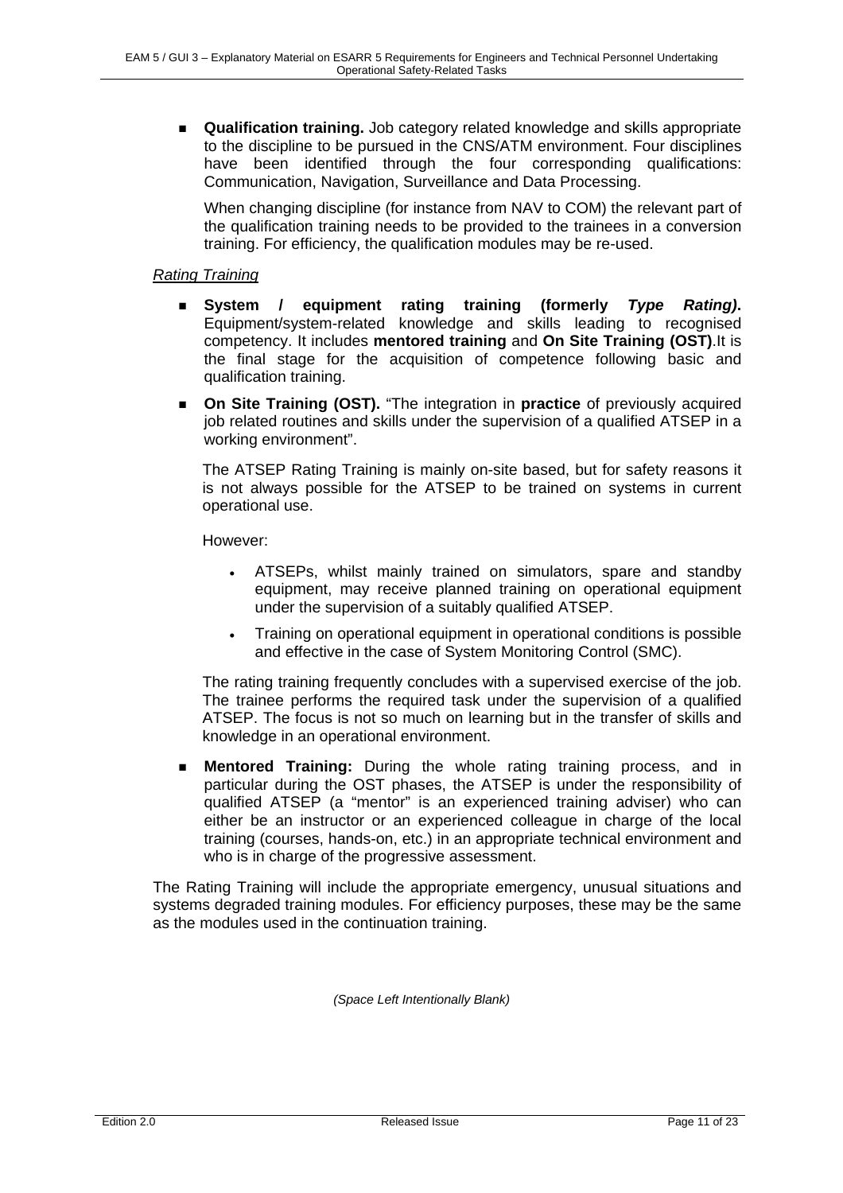- **Qualification training.** Job category related knowledge and skills appropriate to the discipline to be pursued in the CNS/ATM environment. Four disciplines have been identified through the four corresponding qualifications: Communication, Navigation, Surveillance and Data Processing.

  When changing discipline (for instance from NAV to COM) the relevant part of the qualification training needs to be provided to the trainees in a conversion training. For efficiency, the qualification modules may be re-used.

*Rating Training*

- **System / equipment rating training (formerly *Type Rating)*.** Equipment/system-related knowledge and skills leading to recognised competency. It includes **mentored training** and **On Site Training (OST)**.It is the final stage for the acquisition of competence following basic and qualification training.

- **On Site Training (OST).** "The integration in **practice** of previously acquired job related routines and skills under the supervision of a qualified ATSEP in a working environment".

  The ATSEP Rating Training is mainly on-site based, but for safety reasons it is not always possible for the ATSEP to be trained on systems in current operational use.

  However:

  - ATSEPs, whilst mainly trained on simulators, spare and standby equipment, may receive planned training on operational equipment under the supervision of a suitably qualified ATSEP.
  - Training on operational equipment in operational conditions is possible and effective in the case of System Monitoring Control (SMC).

  The rating training frequently concludes with a supervised exercise of the job. The trainee performs the required task under the supervision of a qualified ATSEP. The focus is not so much on learning but in the transfer of skills and knowledge in an operational environment.

- **Mentored Training:** During the whole rating training process, and in particular during the OST phases, the ATSEP is under the responsibility of qualified ATSEP (a "mentor" is an experienced training adviser) who can either be an instructor or an experienced colleague in charge of the local training (courses, hands-on, etc.) in an appropriate technical environment and who is in charge of the progressive assessment.

The Rating Training will include the appropriate emergency, unusual situations and systems degraded training modules. For efficiency purposes, these may be the same as the modules used in the continuation training.

*(Space Left Intentionally Blank)*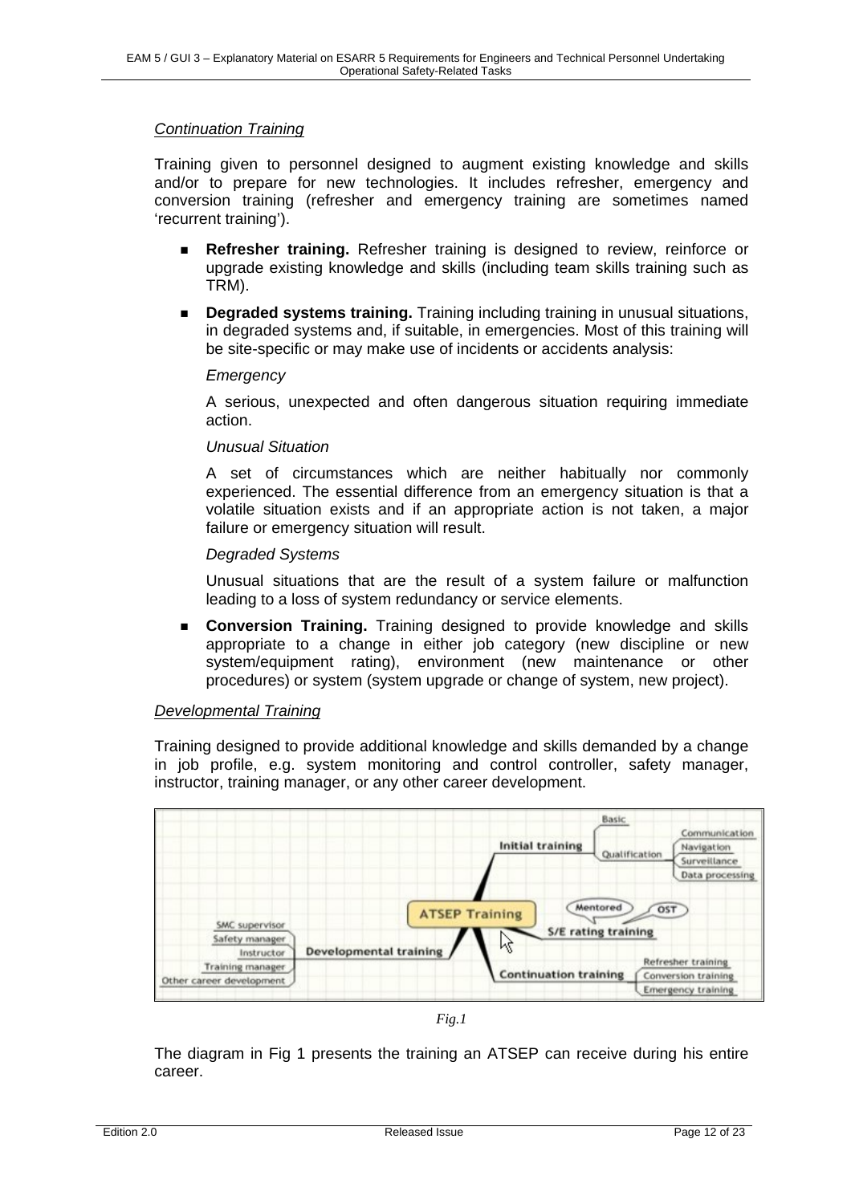*Continuation Training*

Training given to personnel designed to augment existing knowledge and skills and/or to prepare for new technologies. It includes refresher, emergency and conversion training (refresher and emergency training are sometimes named 'recurrent training').

- **Refresher training.** Refresher training is designed to review, reinforce or upgrade existing knowledge and skills (including team skills training such as TRM).
- **Degraded systems training.** Training including training in unusual situations, in degraded systems and, if suitable, in emergencies. Most of this training will be site-specific or may make use of incidents or accidents analysis:

  *Emergency*

  A serious, unexpected and often dangerous situation requiring immediate action.

  *Unusual Situation*

  A set of circumstances which are neither habitually nor commonly experienced. The essential difference from an emergency situation is that a volatile situation exists and if an appropriate action is not taken, a major failure or emergency situation will result.

  *Degraded Systems*

  Unusual situations that are the result of a system failure or malfunction leading to a loss of system redundancy or service elements.

- **Conversion Training.** Training designed to provide knowledge and skills appropriate to a change in either job category (new discipline or new system/equipment rating), environment (new maintenance or other procedures) or system (system upgrade or change of system, new project).

*Developmental Training*

Training designed to provide additional knowledge and skills demanded by a change in job profile, e.g. system monitoring and control controller, safety manager, instructor, training manager, or any other career development.

*Fig.1*

The diagram in Fig 1 presents the training an ATSEP can receive during his entire career.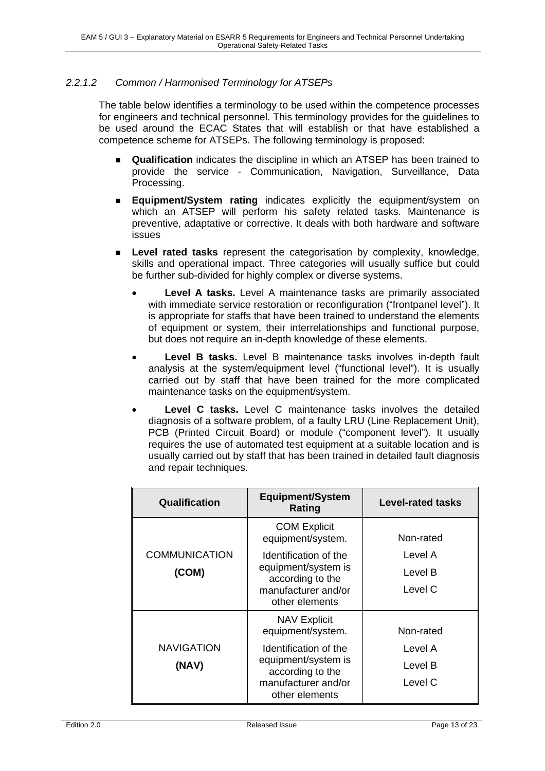#### *2.2.1.2 Common / Harmonised Terminology for ATSEPs*

The table below identifies a terminology to be used within the competence processes for engineers and technical personnel. This terminology provides for the guidelines to be used around the ECAC States that will establish or that have established a competence scheme for ATSEPs. The following terminology is proposed:

- **Qualification** indicates the discipline in which an ATSEP has been trained to provide the service - Communication, Navigation, Surveillance, Data Processing.
- **Equipment/System rating** indicates explicitly the equipment/system on which an ATSEP will perform his safety related tasks. Maintenance is preventive, adaptative or corrective. It deals with both hardware and software issues
- **Level rated tasks** represent the categorisation by complexity, knowledge, skills and operational impact. Three categories will usually suffice but could be further sub-divided for highly complex or diverse systems.
  - **Level A tasks.** Level A maintenance tasks are primarily associated with immediate service restoration or reconfiguration ("frontpanel level"). It is appropriate for staffs that have been trained to understand the elements of equipment or system, their interrelationships and functional purpose, but does not require an in-depth knowledge of these elements.
  - **Level B tasks.** Level B maintenance tasks involves in-depth fault analysis at the system/equipment level ("functional level"). It is usually carried out by staff that have been trained for the more complicated maintenance tasks on the equipment/system.
  - **Level C tasks.** Level C maintenance tasks involves the detailed diagnosis of a software problem, of a faulty LRU (Line Replacement Unit), PCB (Printed Circuit Board) or module ("component level"). It usually requires the use of automated test equipment at a suitable location and is usually carried out by staff that has been trained in detailed fault diagnosis and repair techniques.

| Qualification | Equipment/System Rating | Level-rated tasks |
|---|---|---|
| COMMUNICATION **(COM)** | COM Explicit equipment/system. Identification of the equipment/system is according to the manufacturer and/or other elements | Non-rated<br>Level A<br>Level B<br>Level C |
| NAVIGATION **(NAV)** | NAV Explicit equipment/system. Identification of the equipment/system is according to the manufacturer and/or other elements | Non-rated<br>Level A<br>Level B<br>Level C |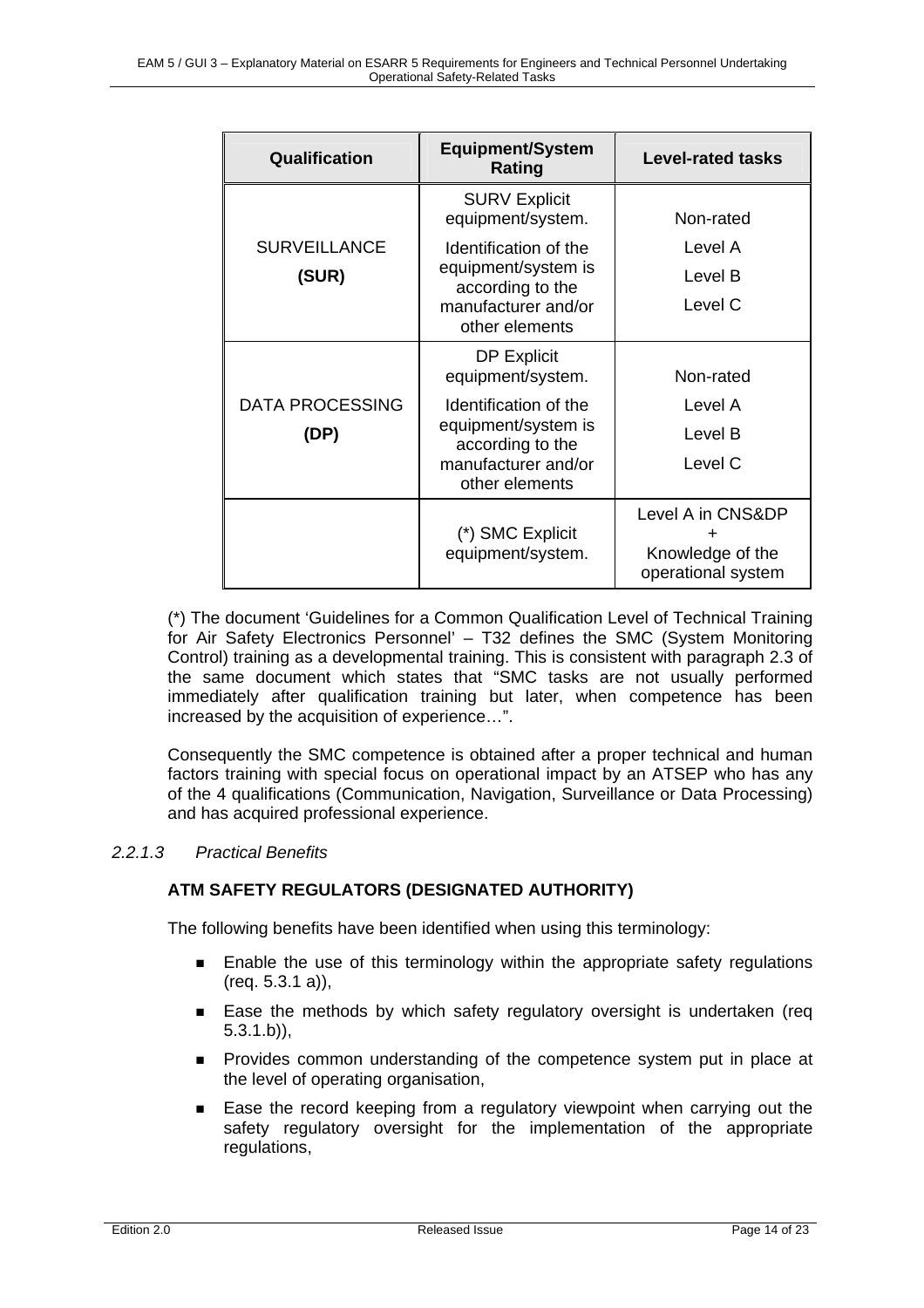| Qualification | Equipment/System Rating | Level-rated tasks |
|---|---|---|
| SURVEILLANCE **(SUR)** | SURV Explicit equipment/system. Identification of the equipment/system is according to the manufacturer and/or other elements | Non-rated<br>Level A<br>Level B<br>Level C |
| DATA PROCESSING **(DP)** | DP Explicit equipment/system. Identification of the equipment/system is according to the manufacturer and/or other elements | Non-rated<br>Level A<br>Level B<br>Level C |
| | (*) SMC Explicit equipment/system. | Level A in CNS&DP + Knowledge of the operational system |

(*) The document 'Guidelines for a Common Qualification Level of Technical Training for Air Safety Electronics Personnel' – T32 defines the SMC (System Monitoring Control) training as a developmental training. This is consistent with paragraph 2.3 of the same document which states that "SMC tasks are not usually performed immediately after qualification training but later, when competence has been increased by the acquisition of experience…".

Consequently the SMC competence is obtained after a proper technical and human factors training with special focus on operational impact by an ATSEP who has any of the 4 qualifications (Communication, Navigation, Surveillance or Data Processing) and has acquired professional experience.

#### *2.2.1.3 Practical Benefits*

**ATM SAFETY REGULATORS (DESIGNATED AUTHORITY)**

The following benefits have been identified when using this terminology:

- Enable the use of this terminology within the appropriate safety regulations (req. 5.3.1 a)),
- Ease the methods by which safety regulatory oversight is undertaken (req 5.3.1.b)),
- Provides common understanding of the competence system put in place at the level of operating organisation,
- Ease the record keeping from a regulatory viewpoint when carrying out the safety regulatory oversight for the implementation of the appropriate regulations,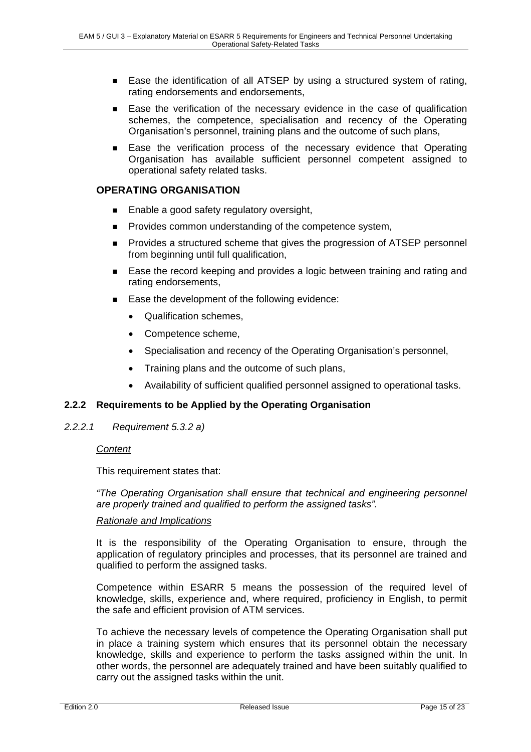- Ease the identification of all ATSEP by using a structured system of rating, rating endorsements and endorsements,
- Ease the verification of the necessary evidence in the case of qualification schemes, the competence, specialisation and recency of the Operating Organisation's personnel, training plans and the outcome of such plans,
- Ease the verification process of the necessary evidence that Operating Organisation has available sufficient personnel competent assigned to operational safety related tasks.

**OPERATING ORGANISATION**

- Enable a good safety regulatory oversight,
- Provides common understanding of the competence system,
- Provides a structured scheme that gives the progression of ATSEP personnel from beginning until full qualification,
- Ease the record keeping and provides a logic between training and rating and rating endorsements,
- Ease the development of the following evidence:
  - Qualification schemes,
  - Competence scheme,
  - Specialisation and recency of the Operating Organisation's personnel,
  - Training plans and the outcome of such plans,
  - Availability of sufficient qualified personnel assigned to operational tasks.

### 2.2.2 Requirements to be Applied by the Operating Organisation

#### *2.2.2.1 Requirement 5.3.2 a)*

*Content*

This requirement states that:

*"The Operating Organisation shall ensure that technical and engineering personnel are properly trained and qualified to perform the assigned tasks".*

*Rationale and Implications*

It is the responsibility of the Operating Organisation to ensure, through the application of regulatory principles and processes, that its personnel are trained and qualified to perform the assigned tasks.

Competence within ESARR 5 means the possession of the required level of knowledge, skills, experience and, where required, proficiency in English, to permit the safe and efficient provision of ATM services.

To achieve the necessary levels of competence the Operating Organisation shall put in place a training system which ensures that its personnel obtain the necessary knowledge, skills and experience to perform the tasks assigned within the unit. In other words, the personnel are adequately trained and have been suitably qualified to carry out the assigned tasks within the unit.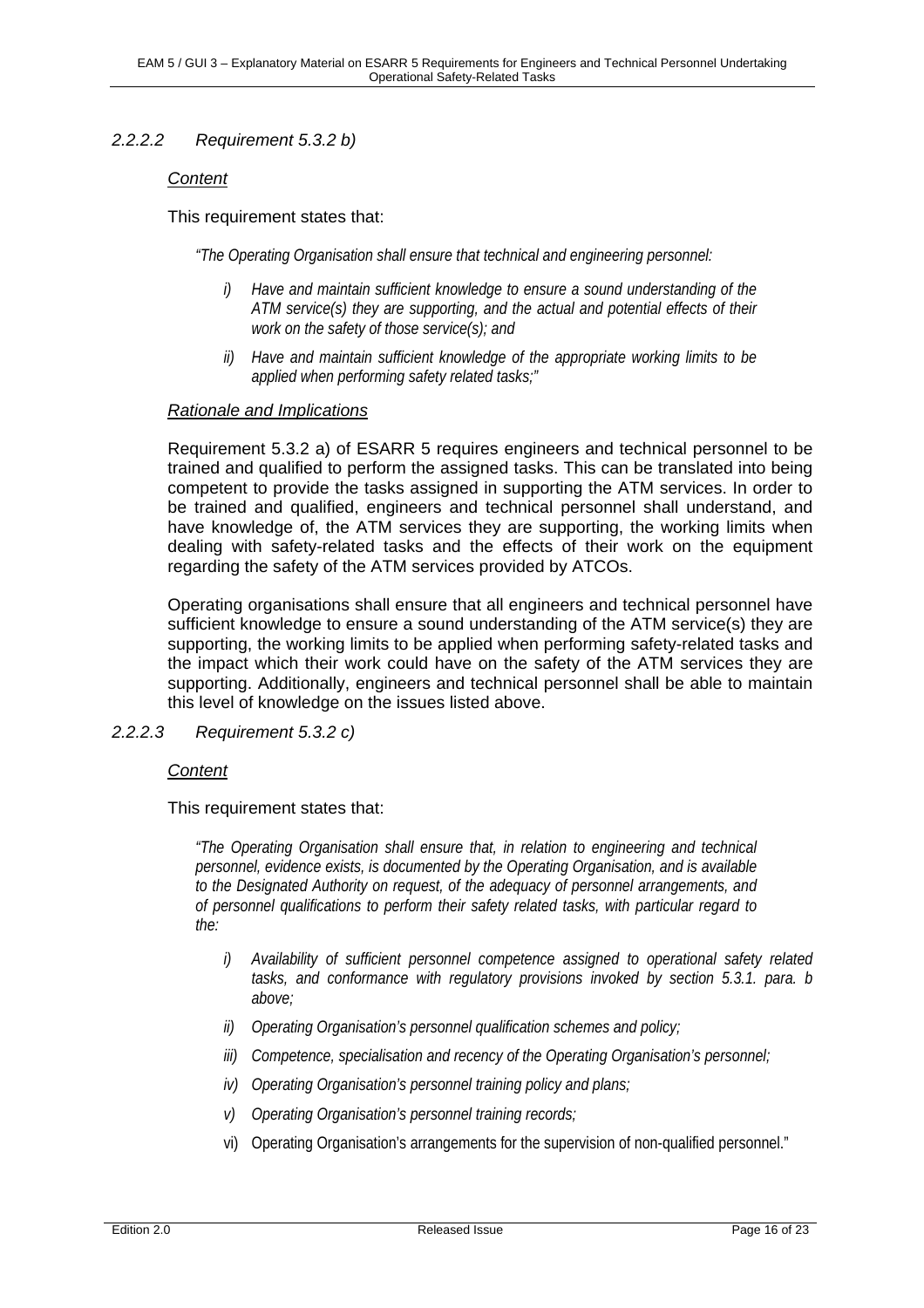#### *2.2.2.2 Requirement 5.3.2 b)*

*Content*

This requirement states that:

> *"The Operating Organisation shall ensure that technical and engineering personnel:*
>
> *i) Have and maintain sufficient knowledge to ensure a sound understanding of the ATM service(s) they are supporting, and the actual and potential effects of their work on the safety of those service(s); and*
>
> *ii) Have and maintain sufficient knowledge of the appropriate working limits to be applied when performing safety related tasks;"*

*Rationale and Implications*

Requirement 5.3.2 a) of ESARR 5 requires engineers and technical personnel to be trained and qualified to perform the assigned tasks. This can be translated into being competent to provide the tasks assigned in supporting the ATM services. In order to be trained and qualified, engineers and technical personnel shall understand, and have knowledge of, the ATM services they are supporting, the working limits when dealing with safety-related tasks and the effects of their work on the equipment regarding the safety of the ATM services provided by ATCOs.

Operating organisations shall ensure that all engineers and technical personnel have sufficient knowledge to ensure a sound understanding of the ATM service(s) they are supporting, the working limits to be applied when performing safety-related tasks and the impact which their work could have on the safety of the ATM services they are supporting. Additionally, engineers and technical personnel shall be able to maintain this level of knowledge on the issues listed above.

#### *2.2.2.3 Requirement 5.3.2 c)*

*Content*

This requirement states that:

> *"The Operating Organisation shall ensure that, in relation to engineering and technical personnel, evidence exists, is documented by the Operating Organisation, and is available to the Designated Authority on request, of the adequacy of personnel arrangements, and of personnel qualifications to perform their safety related tasks, with particular regard to the:*
>
> *i) Availability of sufficient personnel competence assigned to operational safety related tasks, and conformance with regulatory provisions invoked by section 5.3.1. para. b above;*
>
> *ii) Operating Organisation's personnel qualification schemes and policy;*
>
> *iii) Competence, specialisation and recency of the Operating Organisation's personnel;*
>
> *iv) Operating Organisation's personnel training policy and plans;*
>
> *v) Operating Organisation's personnel training records;*
>
> vi) Operating Organisation's arrangements for the supervision of non-qualified personnel."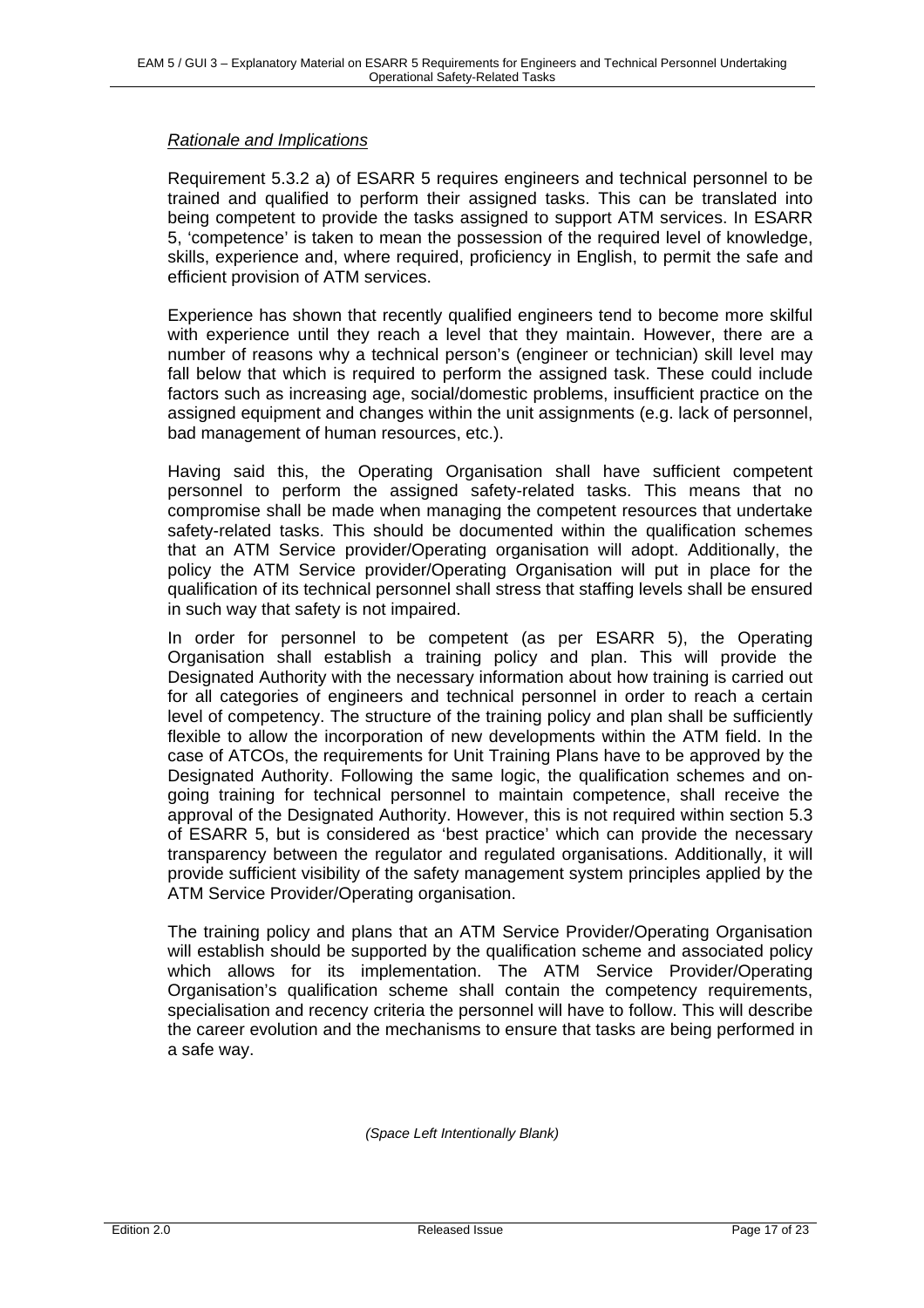*Rationale and Implications*

Requirement 5.3.2 a) of ESARR 5 requires engineers and technical personnel to be trained and qualified to perform their assigned tasks. This can be translated into being competent to provide the tasks assigned to support ATM services. In ESARR 5, 'competence' is taken to mean the possession of the required level of knowledge, skills, experience and, where required, proficiency in English, to permit the safe and efficient provision of ATM services.

Experience has shown that recently qualified engineers tend to become more skilful with experience until they reach a level that they maintain. However, there are a number of reasons why a technical person's (engineer or technician) skill level may fall below that which is required to perform the assigned task. These could include factors such as increasing age, social/domestic problems, insufficient practice on the assigned equipment and changes within the unit assignments (e.g. lack of personnel, bad management of human resources, etc.).

Having said this, the Operating Organisation shall have sufficient competent personnel to perform the assigned safety-related tasks. This means that no compromise shall be made when managing the competent resources that undertake safety-related tasks. This should be documented within the qualification schemes that an ATM Service provider/Operating organisation will adopt. Additionally, the policy the ATM Service provider/Operating Organisation will put in place for the qualification of its technical personnel shall stress that staffing levels shall be ensured in such way that safety is not impaired.

In order for personnel to be competent (as per ESARR 5), the Operating Organisation shall establish a training policy and plan. This will provide the Designated Authority with the necessary information about how training is carried out for all categories of engineers and technical personnel in order to reach a certain level of competency. The structure of the training policy and plan shall be sufficiently flexible to allow the incorporation of new developments within the ATM field. In the case of ATCOs, the requirements for Unit Training Plans have to be approved by the Designated Authority. Following the same logic, the qualification schemes and on-going training for technical personnel to maintain competence, shall receive the approval of the Designated Authority. However, this is not required within section 5.3 of ESARR 5, but is considered as 'best practice' which can provide the necessary transparency between the regulator and regulated organisations. Additionally, it will provide sufficient visibility of the safety management system principles applied by the ATM Service Provider/Operating organisation.

The training policy and plans that an ATM Service Provider/Operating Organisation will establish should be supported by the qualification scheme and associated policy which allows for its implementation. The ATM Service Provider/Operating Organisation's qualification scheme shall contain the competency requirements, specialisation and recency criteria the personnel will have to follow. This will describe the career evolution and the mechanisms to ensure that tasks are being performed in a safe way.

*(Space Left Intentionally Blank)*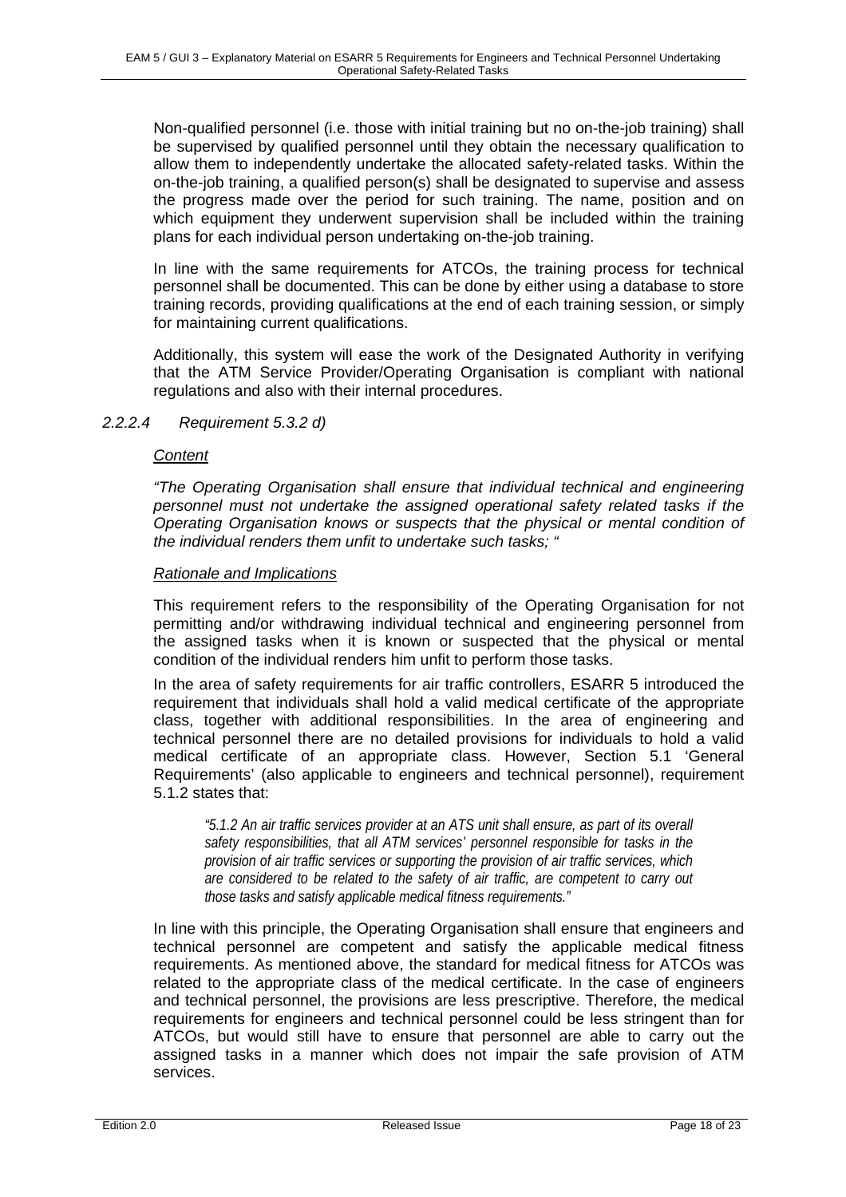Non-qualified personnel (i.e. those with initial training but no on-the-job training) shall be supervised by qualified personnel until they obtain the necessary qualification to allow them to independently undertake the allocated safety-related tasks. Within the on-the-job training, a qualified person(s) shall be designated to supervise and assess the progress made over the period for such training. The name, position and on which equipment they underwent supervision shall be included within the training plans for each individual person undertaking on-the-job training.

In line with the same requirements for ATCOs, the training process for technical personnel shall be documented. This can be done by either using a database to store training records, providing qualifications at the end of each training session, or simply for maintaining current qualifications.

Additionally, this system will ease the work of the Designated Authority in verifying that the ATM Service Provider/Operating Organisation is compliant with national regulations and also with their internal procedures.

#### *2.2.2.4 Requirement 5.3.2 d)*

*Content*

*"The Operating Organisation shall ensure that individual technical and engineering personnel must not undertake the assigned operational safety related tasks if the Operating Organisation knows or suspects that the physical or mental condition of the individual renders them unfit to undertake such tasks; "*

*Rationale and Implications*

This requirement refers to the responsibility of the Operating Organisation for not permitting and/or withdrawing individual technical and engineering personnel from the assigned tasks when it is known or suspected that the physical or mental condition of the individual renders him unfit to perform those tasks.

In the area of safety requirements for air traffic controllers, ESARR 5 introduced the requirement that individuals shall hold a valid medical certificate of the appropriate class, together with additional responsibilities. In the area of engineering and technical personnel there are no detailed provisions for individuals to hold a valid medical certificate of an appropriate class. However, Section 5.1 'General Requirements' (also applicable to engineers and technical personnel), requirement 5.1.2 states that:

> *"5.1.2 An air traffic services provider at an ATS unit shall ensure, as part of its overall safety responsibilities, that all ATM services' personnel responsible for tasks in the provision of air traffic services or supporting the provision of air traffic services, which are considered to be related to the safety of air traffic, are competent to carry out those tasks and satisfy applicable medical fitness requirements."*

In line with this principle, the Operating Organisation shall ensure that engineers and technical personnel are competent and satisfy the applicable medical fitness requirements. As mentioned above, the standard for medical fitness for ATCOs was related to the appropriate class of the medical certificate. In the case of engineers and technical personnel, the provisions are less prescriptive. Therefore, the medical requirements for engineers and technical personnel could be less stringent than for ATCOs, but would still have to ensure that personnel are able to carry out the assigned tasks in a manner which does not impair the safe provision of ATM services.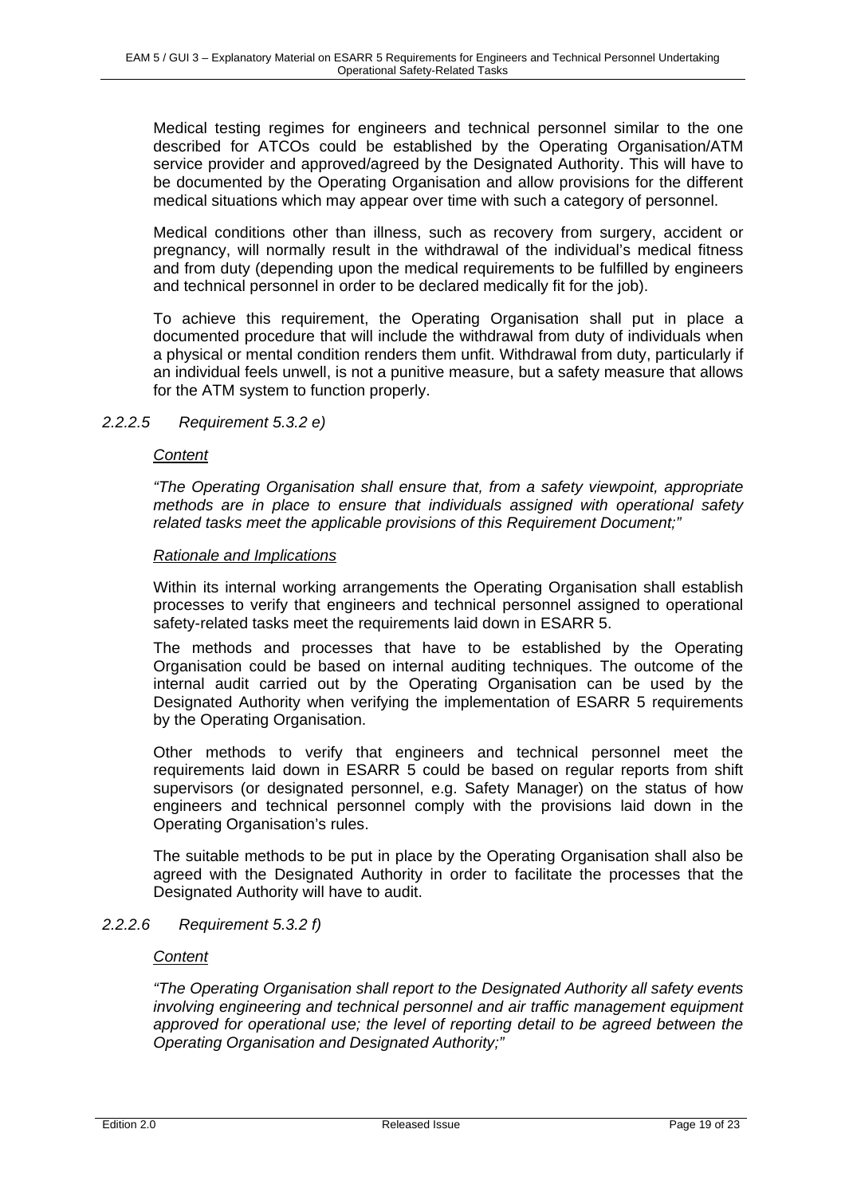Medical testing regimes for engineers and technical personnel similar to the one described for ATCOs could be established by the Operating Organisation/ATM service provider and approved/agreed by the Designated Authority. This will have to be documented by the Operating Organisation and allow provisions for the different medical situations which may appear over time with such a category of personnel.

Medical conditions other than illness, such as recovery from surgery, accident or pregnancy, will normally result in the withdrawal of the individual's medical fitness and from duty (depending upon the medical requirements to be fulfilled by engineers and technical personnel in order to be declared medically fit for the job).

To achieve this requirement, the Operating Organisation shall put in place a documented procedure that will include the withdrawal from duty of individuals when a physical or mental condition renders them unfit. Withdrawal from duty, particularly if an individual feels unwell, is not a punitive measure, but a safety measure that allows for the ATM system to function properly.

#### *2.2.2.5 Requirement 5.3.2 e)*

*Content*

*"The Operating Organisation shall ensure that, from a safety viewpoint, appropriate methods are in place to ensure that individuals assigned with operational safety related tasks meet the applicable provisions of this Requirement Document;"*

*Rationale and Implications*

Within its internal working arrangements the Operating Organisation shall establish processes to verify that engineers and technical personnel assigned to operational safety-related tasks meet the requirements laid down in ESARR 5.

The methods and processes that have to be established by the Operating Organisation could be based on internal auditing techniques. The outcome of the internal audit carried out by the Operating Organisation can be used by the Designated Authority when verifying the implementation of ESARR 5 requirements by the Operating Organisation.

Other methods to verify that engineers and technical personnel meet the requirements laid down in ESARR 5 could be based on regular reports from shift supervisors (or designated personnel, e.g. Safety Manager) on the status of how engineers and technical personnel comply with the provisions laid down in the Operating Organisation's rules.

The suitable methods to be put in place by the Operating Organisation shall also be agreed with the Designated Authority in order to facilitate the processes that the Designated Authority will have to audit.

#### *2.2.2.6 Requirement 5.3.2 f)*

*Content*

*"The Operating Organisation shall report to the Designated Authority all safety events involving engineering and technical personnel and air traffic management equipment approved for operational use; the level of reporting detail to be agreed between the Operating Organisation and Designated Authority;"*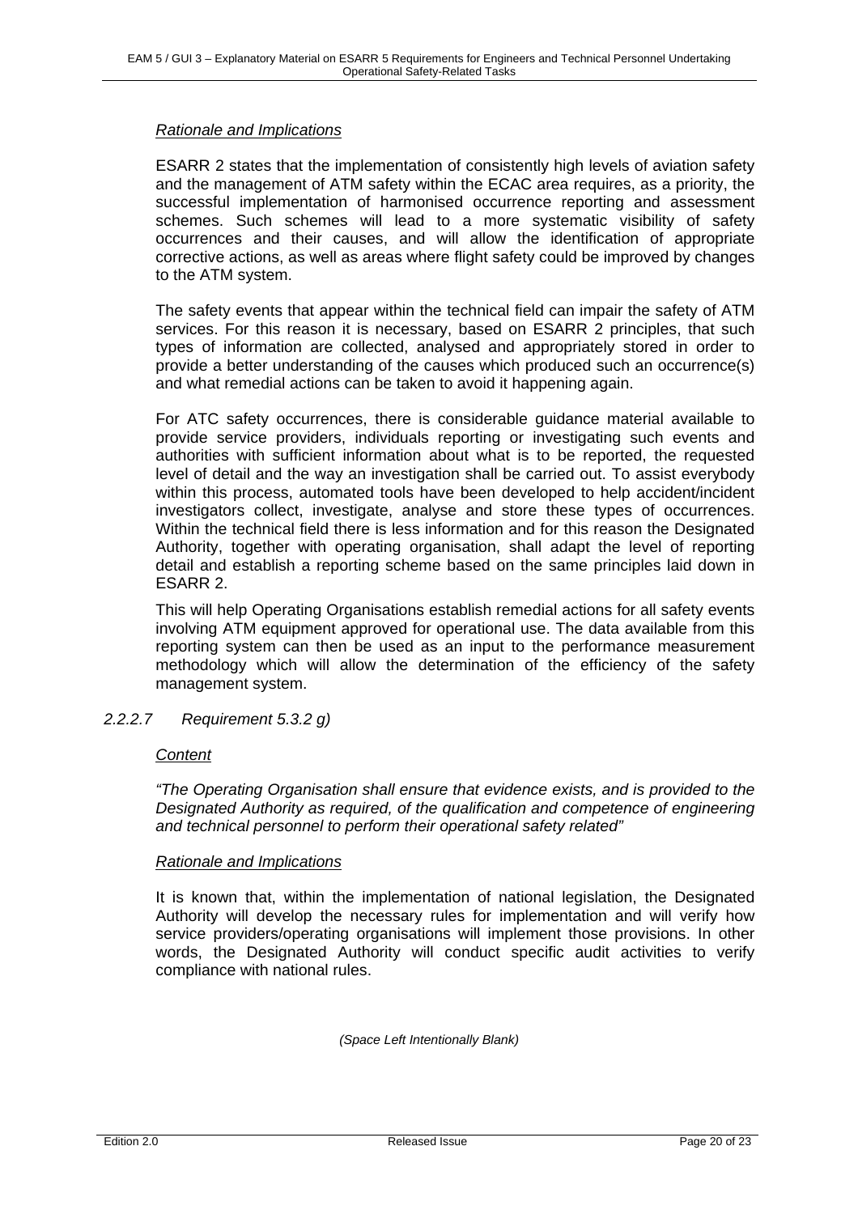*Rationale and Implications*

ESARR 2 states that the implementation of consistently high levels of aviation safety and the management of ATM safety within the ECAC area requires, as a priority, the successful implementation of harmonised occurrence reporting and assessment schemes. Such schemes will lead to a more systematic visibility of safety occurrences and their causes, and will allow the identification of appropriate corrective actions, as well as areas where flight safety could be improved by changes to the ATM system.

The safety events that appear within the technical field can impair the safety of ATM services. For this reason it is necessary, based on ESARR 2 principles, that such types of information are collected, analysed and appropriately stored in order to provide a better understanding of the causes which produced such an occurrence(s) and what remedial actions can be taken to avoid it happening again.

For ATC safety occurrences, there is considerable guidance material available to provide service providers, individuals reporting or investigating such events and authorities with sufficient information about what is to be reported, the requested level of detail and the way an investigation shall be carried out. To assist everybody within this process, automated tools have been developed to help accident/incident investigators collect, investigate, analyse and store these types of occurrences. Within the technical field there is less information and for this reason the Designated Authority, together with operating organisation, shall adapt the level of reporting detail and establish a reporting scheme based on the same principles laid down in ESARR 2.

This will help Operating Organisations establish remedial actions for all safety events involving ATM equipment approved for operational use. The data available from this reporting system can then be used as an input to the performance measurement methodology which will allow the determination of the efficiency of the safety management system.

#### *2.2.2.7 Requirement 5.3.2 g)*

*Content*

*"The Operating Organisation shall ensure that evidence exists, and is provided to the Designated Authority as required, of the qualification and competence of engineering and technical personnel to perform their operational safety related"*

*Rationale and Implications*

It is known that, within the implementation of national legislation, the Designated Authority will develop the necessary rules for implementation and will verify how service providers/operating organisations will implement those provisions. In other words, the Designated Authority will conduct specific audit activities to verify compliance with national rules.

*(Space Left Intentionally Blank)*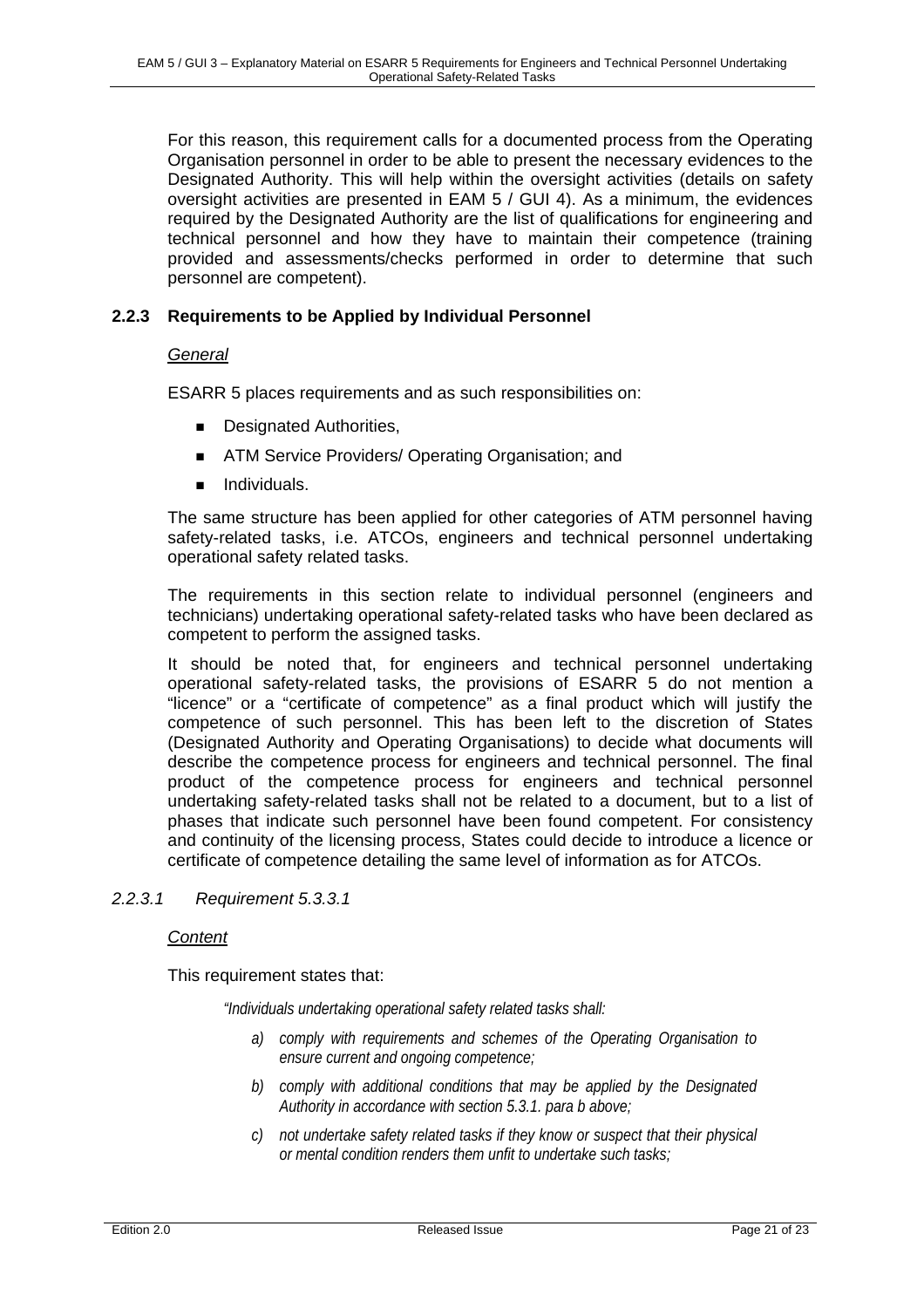For this reason, this requirement calls for a documented process from the Operating Organisation personnel in order to be able to present the necessary evidences to the Designated Authority. This will help within the oversight activities (details on safety oversight activities are presented in EAM 5 / GUI 4). As a minimum, the evidences required by the Designated Authority are the list of qualifications for engineering and technical personnel and how they have to maintain their competence (training provided and assessments/checks performed in order to determine that such personnel are competent).

### 2.2.3 Requirements to be Applied by Individual Personnel

*General*

ESARR 5 places requirements and as such responsibilities on:

- Designated Authorities,
- ATM Service Providers/ Operating Organisation; and
- Individuals.

The same structure has been applied for other categories of ATM personnel having safety-related tasks, i.e. ATCOs, engineers and technical personnel undertaking operational safety related tasks.

The requirements in this section relate to individual personnel (engineers and technicians) undertaking operational safety-related tasks who have been declared as competent to perform the assigned tasks.

It should be noted that, for engineers and technical personnel undertaking operational safety-related tasks, the provisions of ESARR 5 do not mention a "licence" or a "certificate of competence" as a final product which will justify the competence of such personnel. This has been left to the discretion of States (Designated Authority and Operating Organisations) to decide what documents will describe the competence process for engineers and technical personnel. The final product of the competence process for engineers and technical personnel undertaking safety-related tasks shall not be related to a document, but to a list of phases that indicate such personnel have been found competent. For consistency and continuity of the licensing process, States could decide to introduce a licence or certificate of competence detailing the same level of information as for ATCOs.

#### *2.2.3.1 Requirement 5.3.3.1*

*Content*

This requirement states that:

*"Individuals undertaking operational safety related tasks shall:*

*a) comply with requirements and schemes of the Operating Organisation to ensure current and ongoing competence;*

*b) comply with additional conditions that may be applied by the Designated Authority in accordance with section 5.3.1. para b above;*

*c) not undertake safety related tasks if they know or suspect that their physical or mental condition renders them unfit to undertake such tasks;*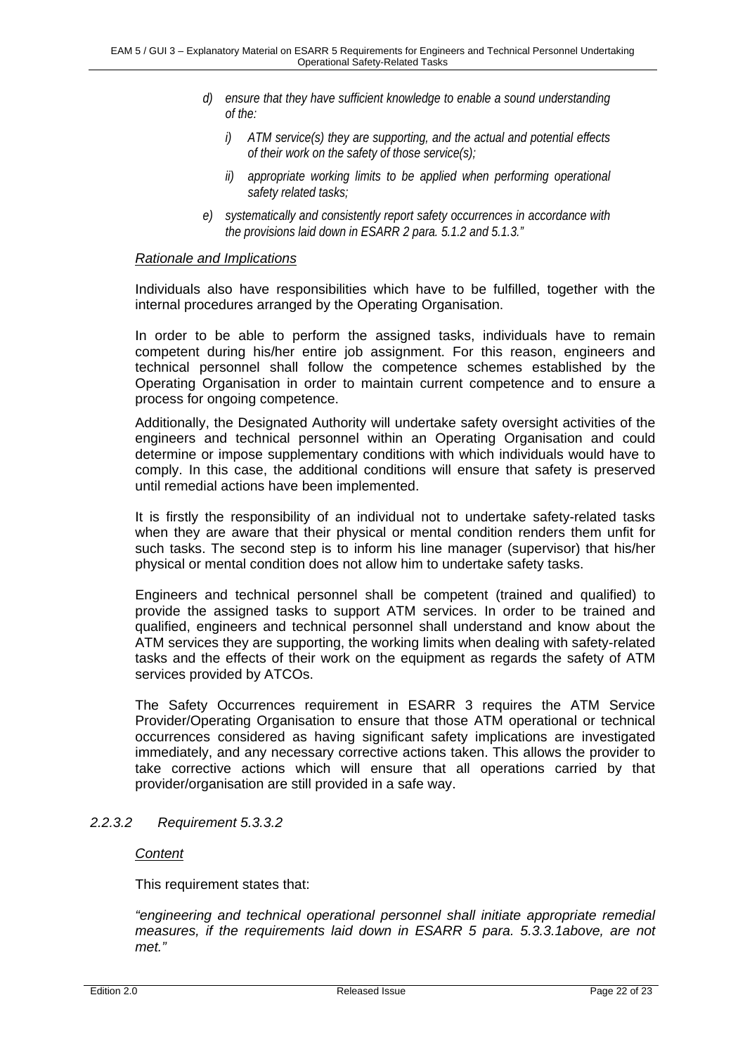*d) ensure that they have sufficient knowledge to enable a sound understanding of the:*

*i) ATM service(s) they are supporting, and the actual and potential effects of their work on the safety of those service(s);*

*ii) appropriate working limits to be applied when performing operational safety related tasks;*

*e) systematically and consistently report safety occurrences in accordance with the provisions laid down in ESARR 2 para. 5.1.2 and 5.1.3."*

#### Rationale and Implications

Individuals also have responsibilities which have to be fulfilled, together with the internal procedures arranged by the Operating Organisation.

In order to be able to perform the assigned tasks, individuals have to remain competent during his/her entire job assignment. For this reason, engineers and technical personnel shall follow the competence schemes established by the Operating Organisation in order to maintain current competence and to ensure a process for ongoing competence.

Additionally, the Designated Authority will undertake safety oversight activities of the engineers and technical personnel within an Operating Organisation and could determine or impose supplementary conditions with which individuals would have to comply. In this case, the additional conditions will ensure that safety is preserved until remedial actions have been implemented.

It is firstly the responsibility of an individual not to undertake safety-related tasks when they are aware that their physical or mental condition renders them unfit for such tasks. The second step is to inform his line manager (supervisor) that his/her physical or mental condition does not allow him to undertake safety tasks.

Engineers and technical personnel shall be competent (trained and qualified) to provide the assigned tasks to support ATM services. In order to be trained and qualified, engineers and technical personnel shall understand and know about the ATM services they are supporting, the working limits when dealing with safety-related tasks and the effects of their work on the equipment as regards the safety of ATM services provided by ATCOs.

The Safety Occurrences requirement in ESARR 3 requires the ATM Service Provider/Operating Organisation to ensure that those ATM operational or technical occurrences considered as having significant safety implications are investigated immediately, and any necessary corrective actions taken. This allows the provider to take corrective actions which will ensure that all operations carried by that provider/organisation are still provided in a safe way.

### *2.2.3.2 Requirement 5.3.3.2*

#### Content

This requirement states that:

*"engineering and technical operational personnel shall initiate appropriate remedial measures, if the requirements laid down in ESARR 5 para. 5.3.3.1above, are not met."*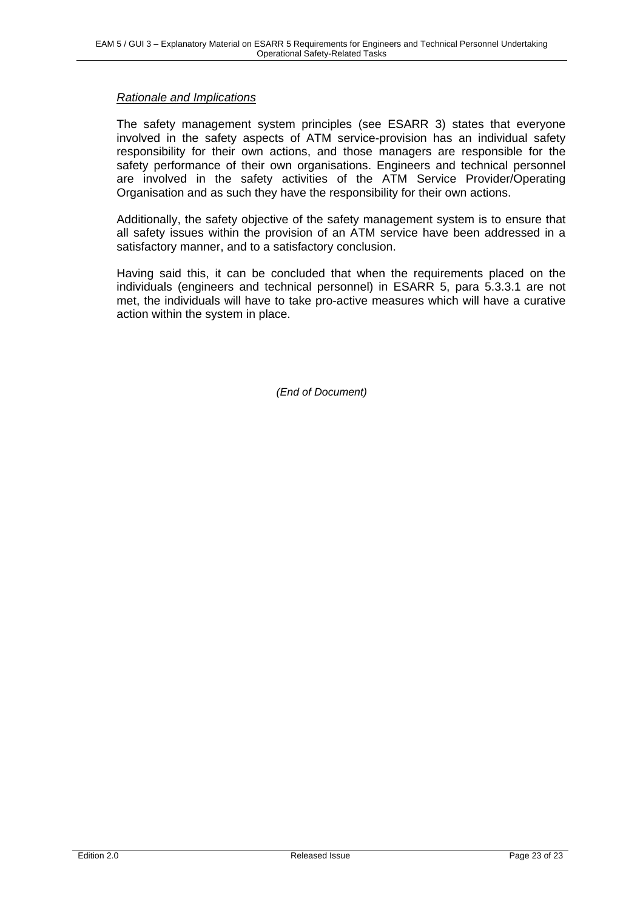*Rationale and Implications*

The safety management system principles (see ESARR 3) states that everyone involved in the safety aspects of ATM service-provision has an individual safety responsibility for their own actions, and those managers are responsible for the safety performance of their own organisations. Engineers and technical personnel are involved in the safety activities of the ATM Service Provider/Operating Organisation and as such they have the responsibility for their own actions.

Additionally, the safety objective of the safety management system is to ensure that all safety issues within the provision of an ATM service have been addressed in a satisfactory manner, and to a satisfactory conclusion.

Having said this, it can be concluded that when the requirements placed on the individuals (engineers and technical personnel) in ESARR 5, para 5.3.3.1 are not met, the individuals will have to take pro-active measures which will have a curative action within the system in place.

*(End of Document)*